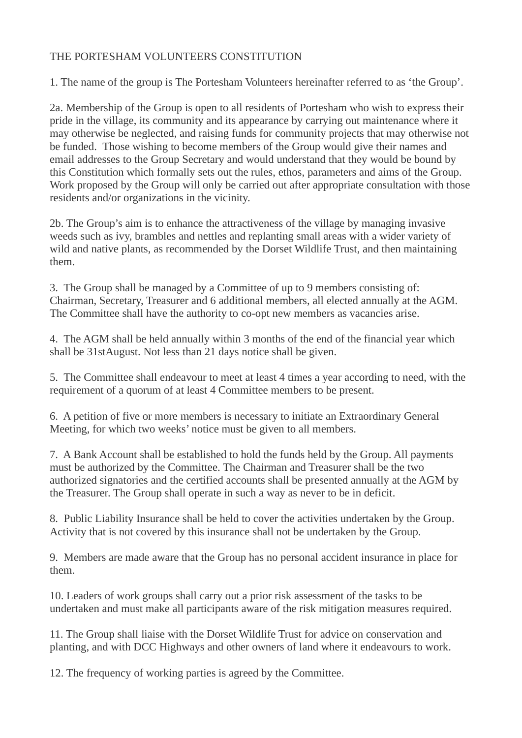# THE PORTESHAM VOLUNTEERS CONSTITUTION

1. The name of the group is The Portesham Volunteers hereinafter referred to as 'the Group'.

2a. Membership of the Group is open to all residents of Portesham who wish to express their pride in the village, its community and its appearance by carrying out maintenance where it may otherwise be neglected, and raising funds for community projects that may otherwise not be funded. Those wishing to become members of the Group would give their names and email addresses to the Group Secretary and would understand that they would be bound by this Constitution which formally sets out the rules, ethos, parameters and aims of the Group. Work proposed by the Group will only be carried out after appropriate consultation with those residents and/or organizations in the vicinity.

2b. The Group's aim is to enhance the attractiveness of the village by managing invasive weeds such as ivy, brambles and nettles and replanting small areas with a wider variety of wild and native plants, as recommended by the Dorset Wildlife Trust, and then maintaining them.

3. The Group shall be managed by a Committee of up to 9 members consisting of: Chairman, Secretary, Treasurer and 6 additional members, all elected annually at the AGM. The Committee shall have the authority to co-opt new members as vacancies arise.

4. The AGM shall be held annually within 3 months of the end of the financial year which shall be 31stAugust. Not less than 21 days notice shall be given.

5. The Committee shall endeavour to meet at least 4 times a year according to need, with the requirement of a quorum of at least 4 Committee members to be present.

6. A petition of five or more members is necessary to initiate an Extraordinary General Meeting, for which two weeks' notice must be given to all members.

7. A Bank Account shall be established to hold the funds held by the Group. All payments must be authorized by the Committee. The Chairman and Treasurer shall be the two authorized signatories and the certified accounts shall be presented annually at the AGM by the Treasurer. The Group shall operate in such a way as never to be in deficit.

8. Public Liability Insurance shall be held to cover the activities undertaken by the Group. Activity that is not covered by this insurance shall not be undertaken by the Group.

9. Members are made aware that the Group has no personal accident insurance in place for them.

10. Leaders of work groups shall carry out a prior risk assessment of the tasks to be undertaken and must make all participants aware of the risk mitigation measures required.

11. The Group shall liaise with the Dorset Wildlife Trust for advice on conservation and planting, and with DCC Highways and other owners of land where it endeavours to work.

12. The frequency of working parties is agreed by the Committee.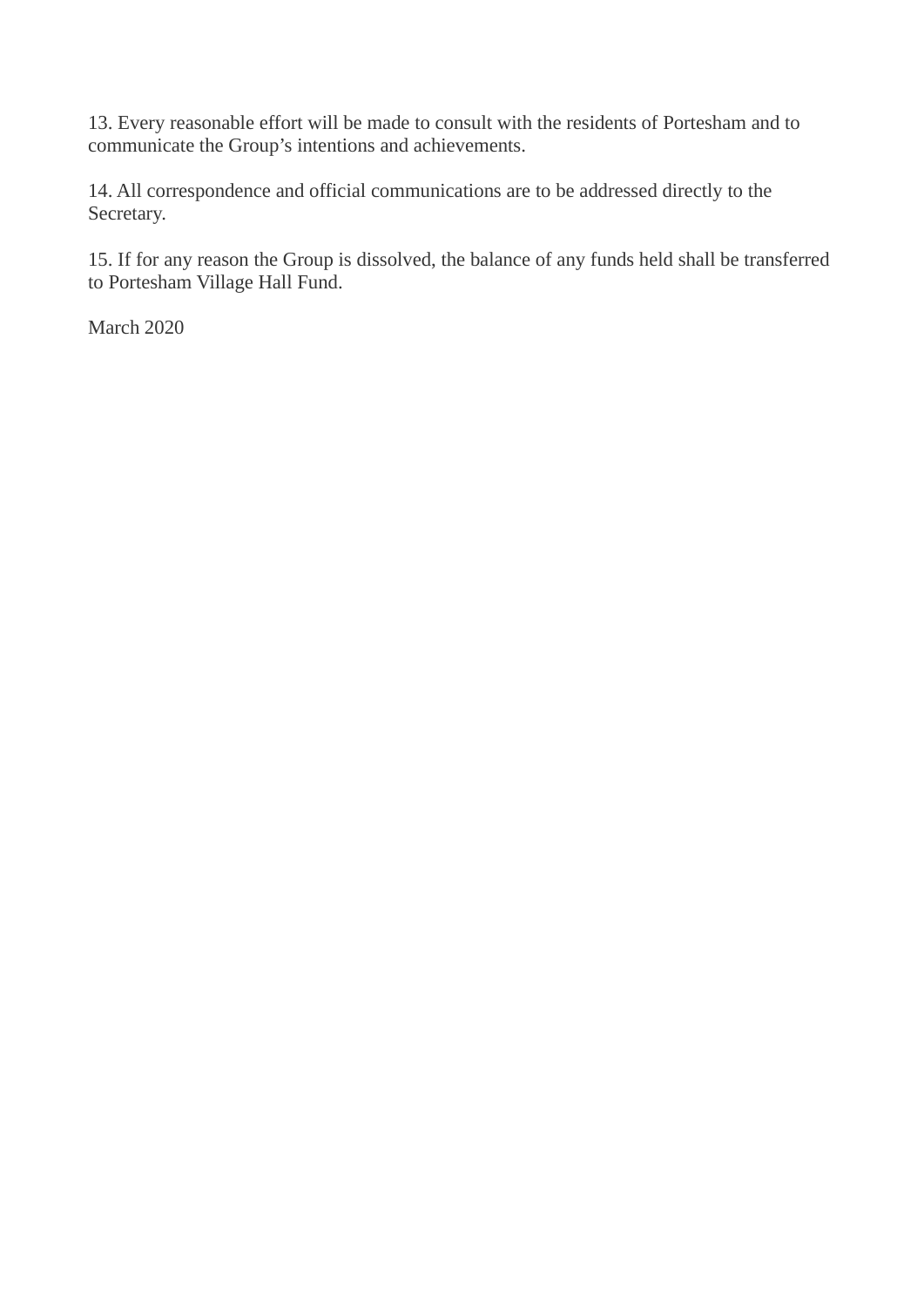13. Every reasonable effort will be made to consult with the residents of Portesham and to communicate the Group’s intentions and achievements.

14. All correspondence and official communications are to be addressed directly to the Secretary.

15. If for any reason the Group is dissolved, the balance of any funds held shall be transferred to Portesham Village Hall Fund.

March 2020